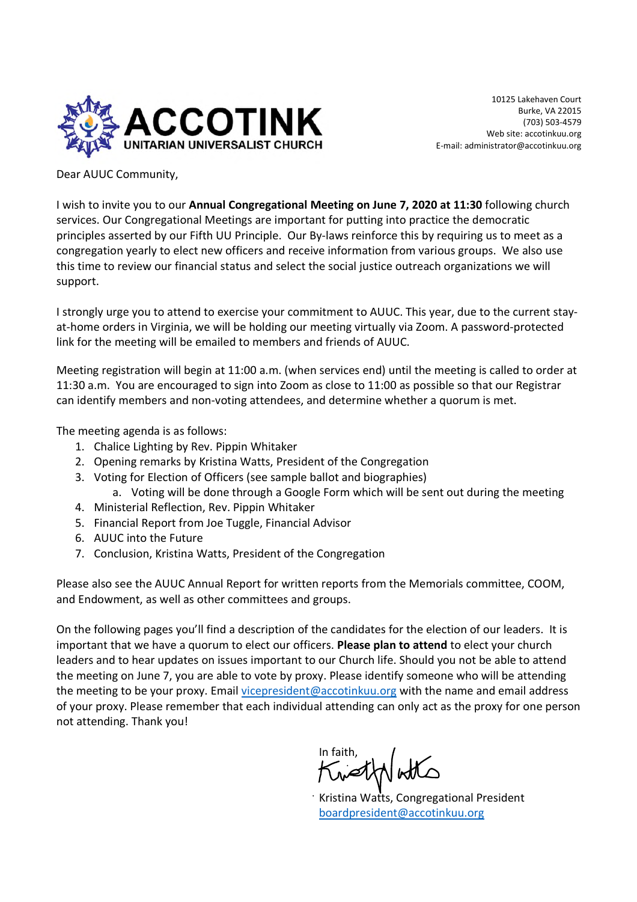**ACCOTINK**
UNITARIAN UNIVERSALIST CHURCH

10125 Lakehaven Court
Burke, VA 22015
(703) 503-4579
Web site: accotinkuu.org
E-mail: administrator@accotinkuu.org

Dear AUUC Community,

I wish to invite you to our **Annual Congregational Meeting on June 7, 2020 at 11:30** following church services. Our Congregational Meetings are important for putting into practice the democratic principles asserted by our Fifth UU Principle. Our By-laws reinforce this by requiring us to meet as a congregation yearly to elect new officers and receive information from various groups. We also use this time to review our financial status and select the social justice outreach organizations we will support.

I strongly urge you to attend to exercise your commitment to AUUC. This year, due to the current stay-at-home orders in Virginia, we will be holding our meeting virtually via Zoom. A password-protected link for the meeting will be emailed to members and friends of AUUC.

Meeting registration will begin at 11:00 a.m. (when services end) until the meeting is called to order at 11:30 a.m. You are encouraged to sign into Zoom as close to 11:00 as possible so that our Registrar can identify members and non-voting attendees, and determine whether a quorum is met.

The meeting agenda is as follows:

1. Chalice Lighting by Rev. Pippin Whitaker
2. Opening remarks by Kristina Watts, President of the Congregation
3. Voting for Election of Officers (see sample ballot and biographies)
   a. Voting will be done through a Google Form which will be sent out during the meeting
4. Ministerial Reflection, Rev. Pippin Whitaker
5. Financial Report from Joe Tuggle, Financial Advisor
6. AUUC into the Future
7. Conclusion, Kristina Watts, President of the Congregation

Please also see the AUUC Annual Report for written reports from the Memorials committee, COOM, and Endowment, as well as other committees and groups.

On the following pages you'll find a description of the candidates for the election of our leaders. It is important that we have a quorum to elect our officers. **Please plan to attend** to elect your church leaders and to hear updates on issues important to our Church life. Should you not be able to attend the meeting on June 7, you are able to vote by proxy. Please identify someone who will be attending the meeting to be your proxy. Email vicepresident@accotinkuu.org with the name and email address of your proxy. Please remember that each individual attending can only act as the proxy for one person not attending. Thank you!

In faith,

Kristina Watts, Congregational President
boardpresident@accotinkuu.org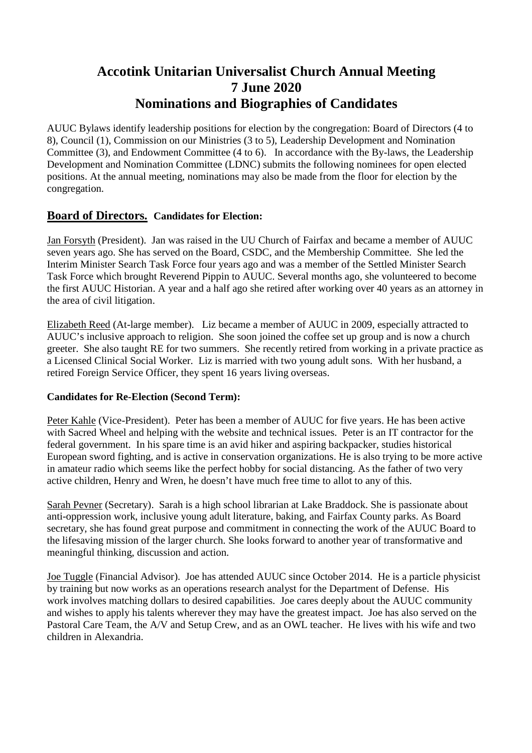# Accotink Unitarian Universalist Church Annual Meeting
# 7 June 2020
# Nominations and Biographies of Candidates

AUUC Bylaws identify leadership positions for election by the congregation: Board of Directors (4 to 8), Council (1), Commission on our Ministries (3 to 5), Leadership Development and Nomination Committee (3), and Endowment Committee (4 to 6). In accordance with the By-laws, the Leadership Development and Nomination Committee (LDNC) submits the following nominees for open elected positions. At the annual meeting, nominations may also be made from the floor for election by the congregation.

## Board of Directors. Candidates for Election:

Jan Forsyth (President). Jan was raised in the UU Church of Fairfax and became a member of AUUC seven years ago. She has served on the Board, CSDC, and the Membership Committee. She led the Interim Minister Search Task Force four years ago and was a member of the Settled Minister Search Task Force which brought Reverend Pippin to AUUC. Several months ago, she volunteered to become the first AUUC Historian. A year and a half ago she retired after working over 40 years as an attorney in the area of civil litigation.

Elizabeth Reed (At-large member). Liz became a member of AUUC in 2009, especially attracted to AUUC's inclusive approach to religion. She soon joined the coffee set up group and is now a church greeter. She also taught RE for two summers. She recently retired from working in a private practice as a Licensed Clinical Social Worker. Liz is married with two young adult sons. With her husband, a retired Foreign Service Officer, they spent 16 years living overseas.

### Candidates for Re-Election (Second Term):

Peter Kahle (Vice-President). Peter has been a member of AUUC for five years. He has been active with Sacred Wheel and helping with the website and technical issues. Peter is an IT contractor for the federal government. In his spare time is an avid hiker and aspiring backpacker, studies historical European sword fighting, and is active in conservation organizations. He is also trying to be more active in amateur radio which seems like the perfect hobby for social distancing. As the father of two very active children, Henry and Wren, he doesn't have much free time to allot to any of this.

Sarah Pevner (Secretary). Sarah is a high school librarian at Lake Braddock. She is passionate about anti-oppression work, inclusive young adult literature, baking, and Fairfax County parks. As Board secretary, she has found great purpose and commitment in connecting the work of the AUUC Board to the lifesaving mission of the larger church. She looks forward to another year of transformative and meaningful thinking, discussion and action.

Joe Tuggle (Financial Advisor). Joe has attended AUUC since October 2014. He is a particle physicist by training but now works as an operations research analyst for the Department of Defense. His work involves matching dollars to desired capabilities. Joe cares deeply about the AUUC community and wishes to apply his talents wherever they may have the greatest impact. Joe has also served on the Pastoral Care Team, the A/V and Setup Crew, and as an OWL teacher. He lives with his wife and two children in Alexandria.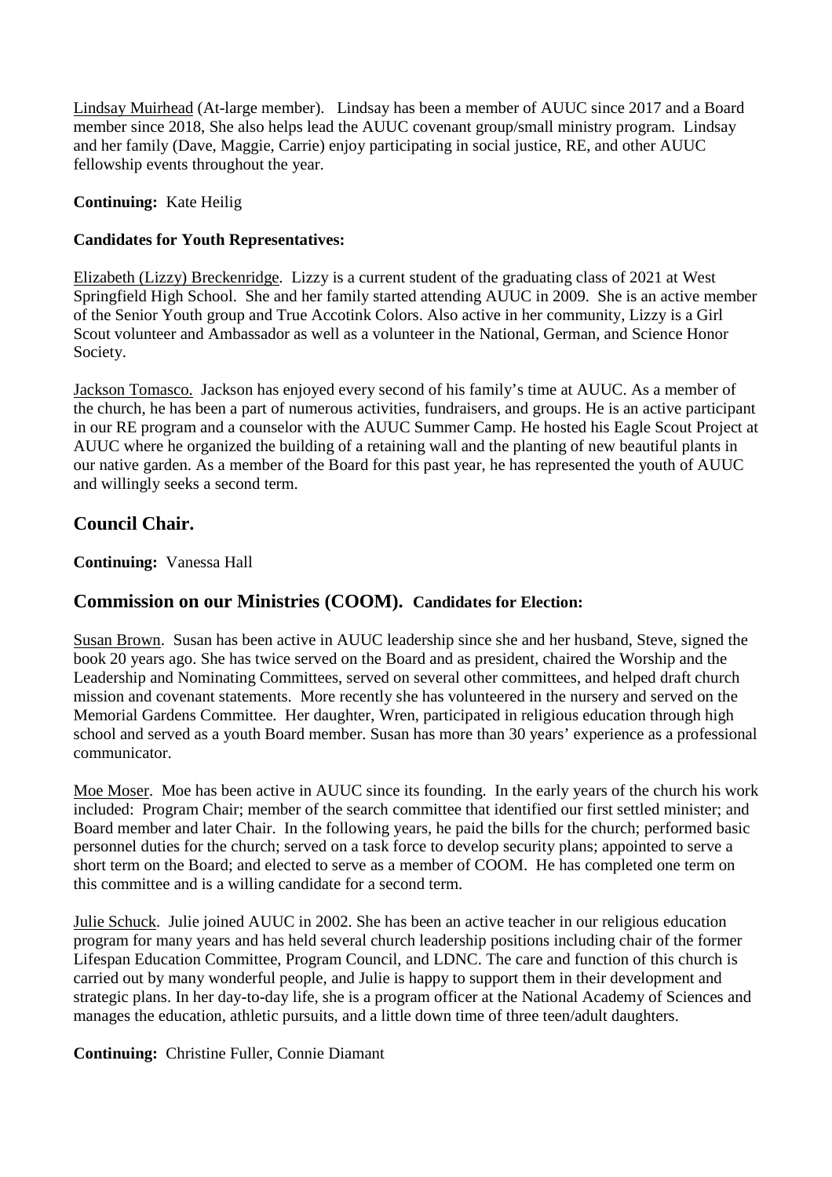Lindsay Muirhead (At-large member). Lindsay has been a member of AUUC since 2017 and a Board member since 2018, She also helps lead the AUUC covenant group/small ministry program. Lindsay and her family (Dave, Maggie, Carrie) enjoy participating in social justice, RE, and other AUUC fellowship events throughout the year.

**Continuing:** Kate Heilig

**Candidates for Youth Representatives:**

Elizabeth (Lizzy) Breckenridge. Lizzy is a current student of the graduating class of 2021 at West Springfield High School. She and her family started attending AUUC in 2009. She is an active member of the Senior Youth group and True Accotink Colors. Also active in her community, Lizzy is a Girl Scout volunteer and Ambassador as well as a volunteer in the National, German, and Science Honor Society.

Jackson Tomasco. Jackson has enjoyed every second of his family's time at AUUC. As a member of the church, he has been a part of numerous activities, fundraisers, and groups. He is an active participant in our RE program and a counselor with the AUUC Summer Camp. He hosted his Eagle Scout Project at AUUC where he organized the building of a retaining wall and the planting of new beautiful plants in our native garden. As a member of the Board for this past year, he has represented the youth of AUUC and willingly seeks a second term.

## Council Chair.

**Continuing:** Vanessa Hall

## Commission on our Ministries (COOM). Candidates for Election:

Susan Brown. Susan has been active in AUUC leadership since she and her husband, Steve, signed the book 20 years ago. She has twice served on the Board and as president, chaired the Worship and the Leadership and Nominating Committees, served on several other committees, and helped draft church mission and covenant statements. More recently she has volunteered in the nursery and served on the Memorial Gardens Committee. Her daughter, Wren, participated in religious education through high school and served as a youth Board member. Susan has more than 30 years' experience as a professional communicator.

Moe Moser. Moe has been active in AUUC since its founding. In the early years of the church his work included: Program Chair; member of the search committee that identified our first settled minister; and Board member and later Chair. In the following years, he paid the bills for the church; performed basic personnel duties for the church; served on a task force to develop security plans; appointed to serve a short term on the Board; and elected to serve as a member of COOM. He has completed one term on this committee and is a willing candidate for a second term.

Julie Schuck. Julie joined AUUC in 2002. She has been an active teacher in our religious education program for many years and has held several church leadership positions including chair of the former Lifespan Education Committee, Program Council, and LDNC. The care and function of this church is carried out by many wonderful people, and Julie is happy to support them in their development and strategic plans. In her day-to-day life, she is a program officer at the National Academy of Sciences and manages the education, athletic pursuits, and a little down time of three teen/adult daughters.

**Continuing:** Christine Fuller, Connie Diamant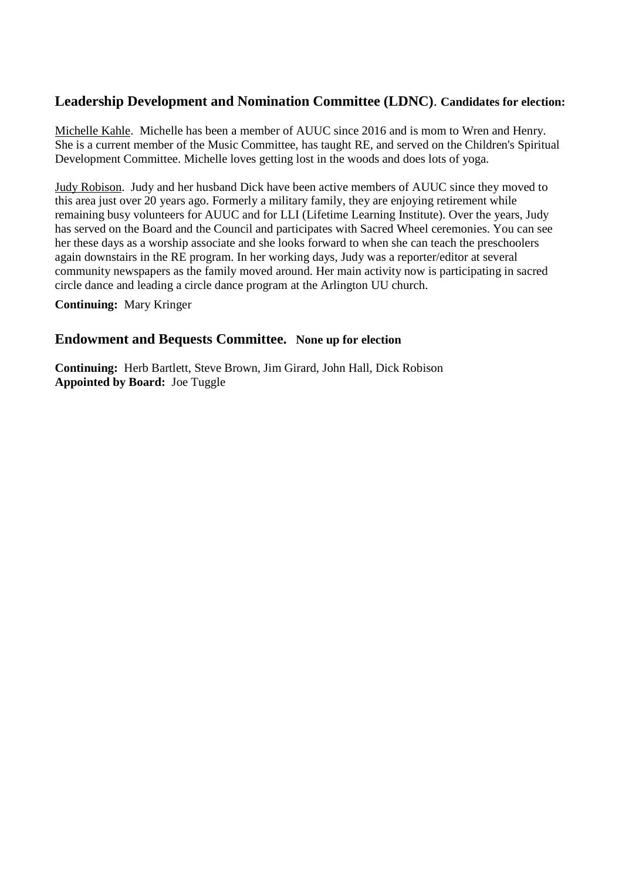## Leadership Development and Nomination Committee (LDNC). **Candidates for election:**

Michelle Kahle. Michelle has been a member of AUUC since 2016 and is mom to Wren and Henry. She is a current member of the Music Committee, has taught RE, and served on the Children's Spiritual Development Committee. Michelle loves getting lost in the woods and does lots of yoga.

Judy Robison. Judy and her husband Dick have been active members of AUUC since they moved to this area just over 20 years ago. Formerly a military family, they are enjoying retirement while remaining busy volunteers for AUUC and for LLI (Lifetime Learning Institute). Over the years, Judy has served on the Board and the Council and participates with Sacred Wheel ceremonies. You can see her these days as a worship associate and she looks forward to when she can teach the preschoolers again downstairs in the RE program. In her working days, Judy was a reporter/editor at several community newspapers as the family moved around. Her main activity now is participating in sacred circle dance and leading a circle dance program at the Arlington UU church.

**Continuing:** Mary Kringer

## Endowment and Bequests Committee. **None up for election**

**Continuing:** Herb Bartlett, Steve Brown, Jim Girard, John Hall, Dick Robison
**Appointed by Board:** Joe Tuggle